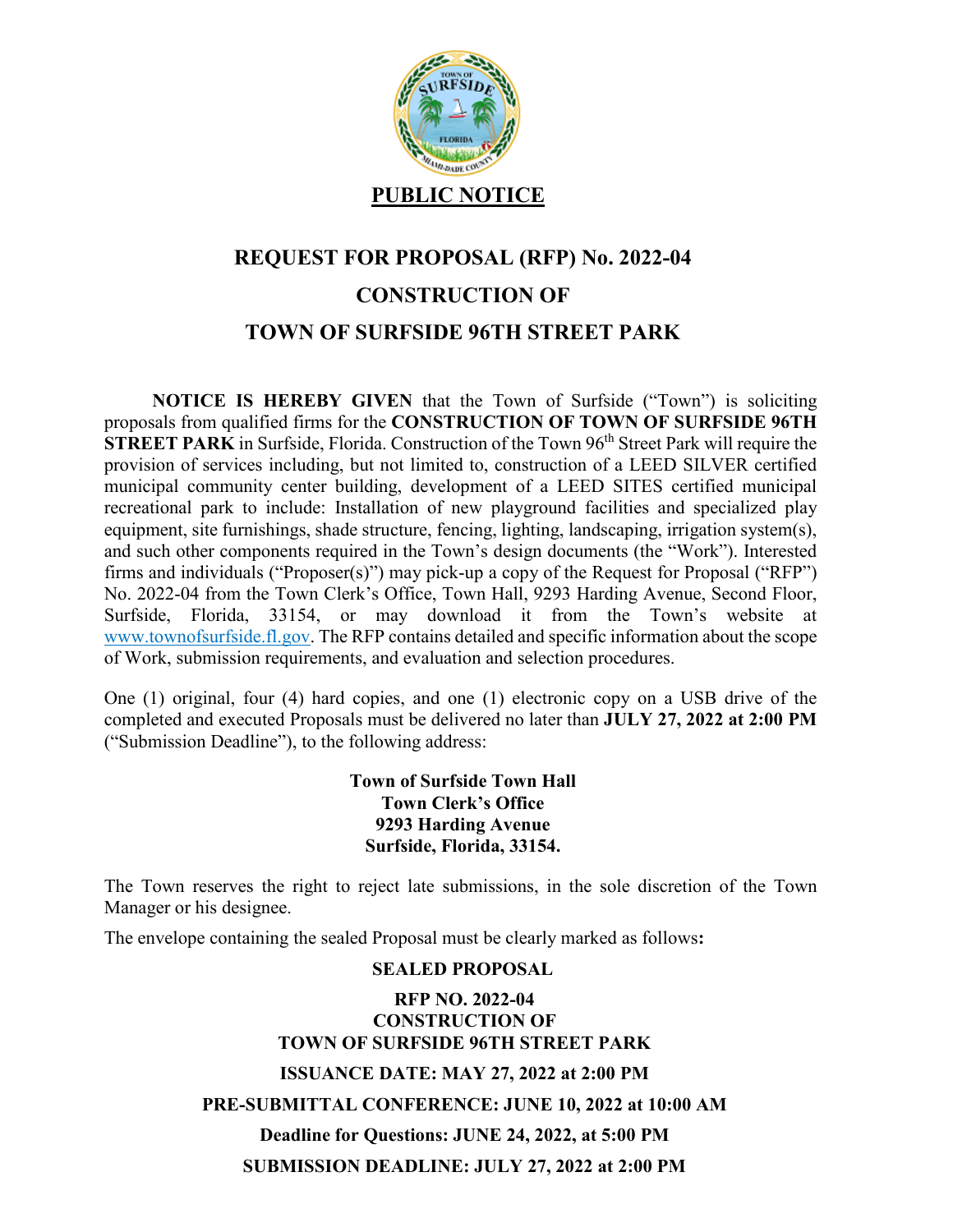**PUBLIC NOTICE**

# REQUEST FOR PROPOSAL (RFP) No. 2022-04

# CONSTRUCTION OF

# TOWN OF SURFSIDE 96TH STREET PARK

**NOTICE IS HEREBY GIVEN** that the Town of Surfside ("Town") is soliciting proposals from qualified firms for the **CONSTRUCTION OF TOWN OF SURFSIDE 96TH STREET PARK** in Surfside, Florida. Construction of the Town 96th Street Park will require the provision of services including, but not limited to, construction of a LEED SILVER certified municipal community center building, development of a LEED SITES certified municipal recreational park to include: Installation of new playground facilities and specialized play equipment, site furnishings, shade structure, fencing, lighting, landscaping, irrigation system(s), and such other components required in the Town's design documents (the "Work"). Interested firms and individuals ("Proposer(s)") may pick-up a copy of the Request for Proposal ("RFP") No. 2022-04 from the Town Clerk's Office, Town Hall, 9293 Harding Avenue, Second Floor, Surfside, Florida, 33154, or may download it from the Town's website at www.townofsurfside.fl.gov. The RFP contains detailed and specific information about the scope of Work, submission requirements, and evaluation and selection procedures.

One (1) original, four (4) hard copies, and one (1) electronic copy on a USB drive of the completed and executed Proposals must be delivered no later than **JULY 27, 2022 at 2:00 PM** ("Submission Deadline"), to the following address:

**Town of Surfside Town Hall**
**Town Clerk's Office**
**9293 Harding Avenue**
**Surfside, Florida, 33154.**

The Town reserves the right to reject late submissions, in the sole discretion of the Town Manager or his designee.

The envelope containing the sealed Proposal must be clearly marked as follows**:**

**SEALED PROPOSAL**

**RFP NO. 2022-04**
**CONSTRUCTION OF**
**TOWN OF SURFSIDE 96TH STREET PARK**

**ISSUANCE DATE: MAY 27, 2022 at 2:00 PM**

**PRE-SUBMITTAL CONFERENCE: JUNE 10, 2022 at 10:00 AM**

**Deadline for Questions: JUNE 24, 2022, at 5:00 PM**

**SUBMISSION DEADLINE: JULY 27, 2022 at 2:00 PM**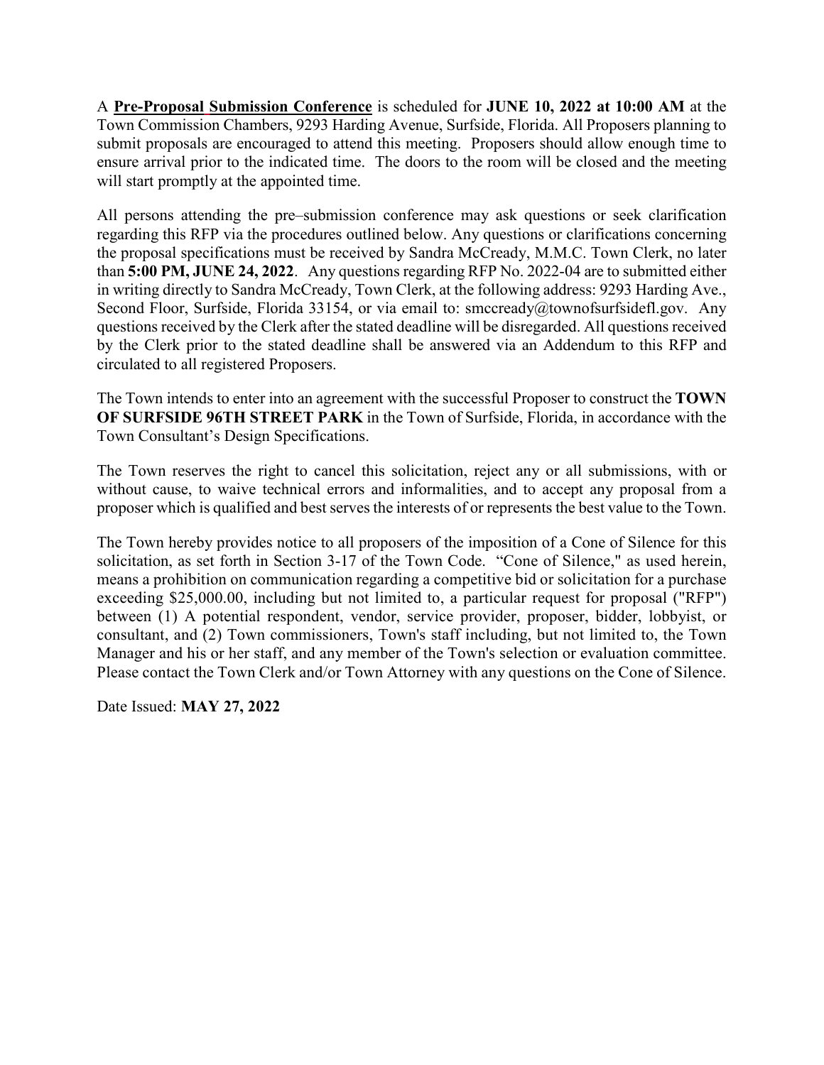A **Pre-Proposal Submission Conference** is scheduled for **JUNE 10, 2022 at 10:00 AM** at the Town Commission Chambers, 9293 Harding Avenue, Surfside, Florida. All Proposers planning to submit proposals are encouraged to attend this meeting. Proposers should allow enough time to ensure arrival prior to the indicated time. The doors to the room will be closed and the meeting will start promptly at the appointed time.

All persons attending the pre–submission conference may ask questions or seek clarification regarding this RFP via the procedures outlined below. Any questions or clarifications concerning the proposal specifications must be received by Sandra McCready, M.M.C. Town Clerk, no later than **5:00 PM, JUNE 24, 2022**. Any questions regarding RFP No. 2022-04 are to submitted either in writing directly to Sandra McCready, Town Clerk, at the following address: 9293 Harding Ave., Second Floor, Surfside, Florida 33154, or via email to: smccready@townofsurfsidefl.gov. Any questions received by the Clerk after the stated deadline will be disregarded. All questions received by the Clerk prior to the stated deadline shall be answered via an Addendum to this RFP and circulated to all registered Proposers.

The Town intends to enter into an agreement with the successful Proposer to construct the **TOWN OF SURFSIDE 96TH STREET PARK** in the Town of Surfside, Florida, in accordance with the Town Consultant's Design Specifications.

The Town reserves the right to cancel this solicitation, reject any or all submissions, with or without cause, to waive technical errors and informalities, and to accept any proposal from a proposer which is qualified and best serves the interests of or represents the best value to the Town.

The Town hereby provides notice to all proposers of the imposition of a Cone of Silence for this solicitation, as set forth in Section 3-17 of the Town Code. "Cone of Silence," as used herein, means a prohibition on communication regarding a competitive bid or solicitation for a purchase exceeding $25,000.00, including but not limited to, a particular request for proposal ("RFP") between (1) A potential respondent, vendor, service provider, proposer, bidder, lobbyist, or consultant, and (2) Town commissioners, Town's staff including, but not limited to, the Town Manager and his or her staff, and any member of the Town's selection or evaluation committee. Please contact the Town Clerk and/or Town Attorney with any questions on the Cone of Silence.

Date Issued: **MAY 27, 2022**